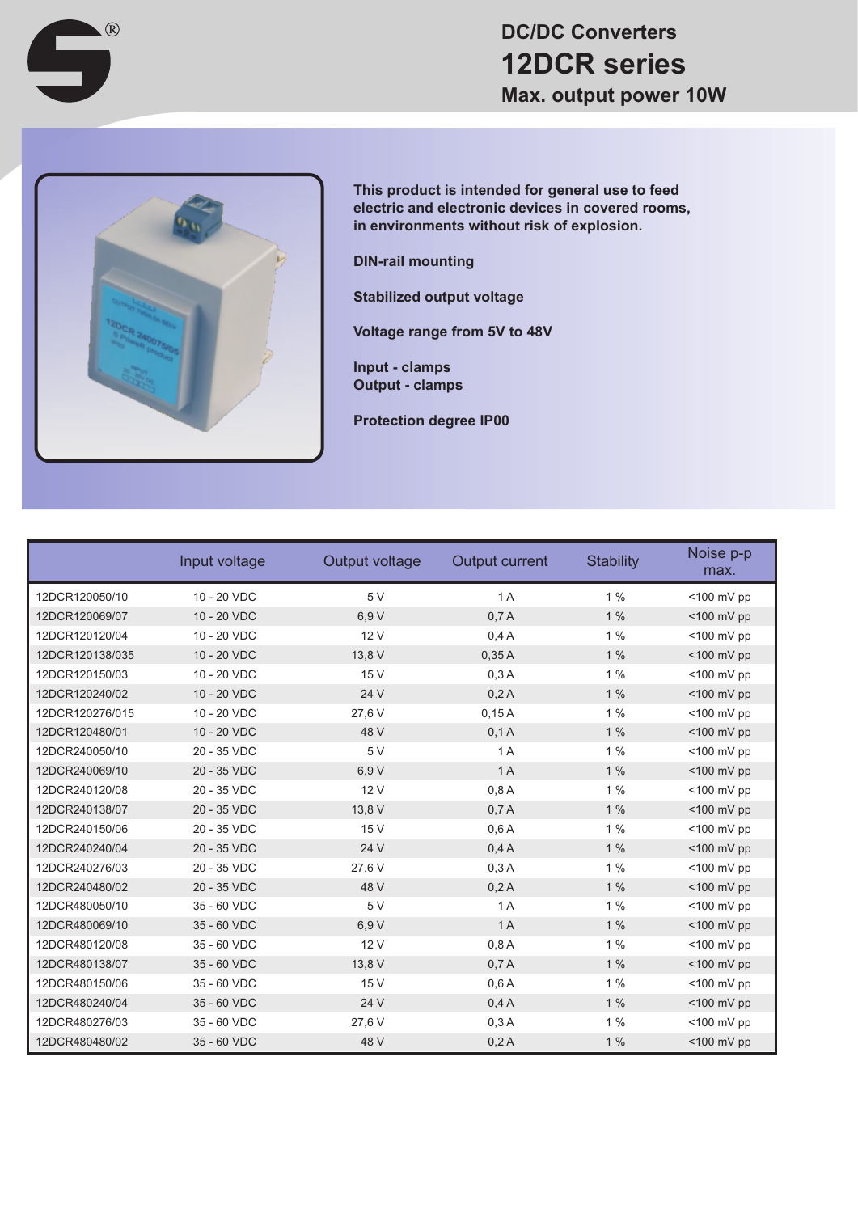# DC/DC Converters
# 12DCR series
## Max. output power 10W

**This product is intended for general use to feed electric and electronic devices in covered rooms, in environments without risk of explosion.**

**DIN-rail mounting**

**Stabilized output voltage**

**Voltage range from 5V to 48V**

**Input - clamps**
**Output - clamps**

**Protection degree IP00**

| | Input voltage | Output voltage | Output current | Stability | Noise p-p max. |
|---|---|---|---|---|---|
| 12DCR120050/10 | 10 - 20 VDC | 5 V | 1 A | 1 % | <100 mV pp |
| 12DCR120069/07 | 10 - 20 VDC | 6,9 V | 0,7 A | 1 % | <100 mV pp |
| 12DCR120120/04 | 10 - 20 VDC | 12 V | 0,4 A | 1 % | <100 mV pp |
| 12DCR120138/035 | 10 - 20 VDC | 13,8 V | 0,35 A | 1 % | <100 mV pp |
| 12DCR120150/03 | 10 - 20 VDC | 15 V | 0,3 A | 1 % | <100 mV pp |
| 12DCR120240/02 | 10 - 20 VDC | 24 V | 0,2 A | 1 % | <100 mV pp |
| 12DCR120276/015 | 10 - 20 VDC | 27,6 V | 0,15 A | 1 % | <100 mV pp |
| 12DCR120480/01 | 10 - 20 VDC | 48 V | 0,1 A | 1 % | <100 mV pp |
| 12DCR240050/10 | 20 - 35 VDC | 5 V | 1 A | 1 % | <100 mV pp |
| 12DCR240069/10 | 20 - 35 VDC | 6,9 V | 1 A | 1 % | <100 mV pp |
| 12DCR240120/08 | 20 - 35 VDC | 12 V | 0,8 A | 1 % | <100 mV pp |
| 12DCR240138/07 | 20 - 35 VDC | 13,8 V | 0,7 A | 1 % | <100 mV pp |
| 12DCR240150/06 | 20 - 35 VDC | 15 V | 0,6 A | 1 % | <100 mV pp |
| 12DCR240240/04 | 20 - 35 VDC | 24 V | 0,4 A | 1 % | <100 mV pp |
| 12DCR240276/03 | 20 - 35 VDC | 27,6 V | 0,3 A | 1 % | <100 mV pp |
| 12DCR240480/02 | 20 - 35 VDC | 48 V | 0,2 A | 1 % | <100 mV pp |
| 12DCR480050/10 | 35 - 60 VDC | 5 V | 1 A | 1 % | <100 mV pp |
| 12DCR480069/10 | 35 - 60 VDC | 6,9 V | 1 A | 1 % | <100 mV pp |
| 12DCR480120/08 | 35 - 60 VDC | 12 V | 0,8 A | 1 % | <100 mV pp |
| 12DCR480138/07 | 35 - 60 VDC | 13,8 V | 0,7 A | 1 % | <100 mV pp |
| 12DCR480150/06 | 35 - 60 VDC | 15 V | 0,6 A | 1 % | <100 mV pp |
| 12DCR480240/04 | 35 - 60 VDC | 24 V | 0,4 A | 1 % | <100 mV pp |
| 12DCR480276/03 | 35 - 60 VDC | 27,6 V | 0,3 A | 1 % | <100 mV pp |
| 12DCR480480/02 | 35 - 60 VDC | 48 V | 0,2 A | 1 % | <100 mV pp |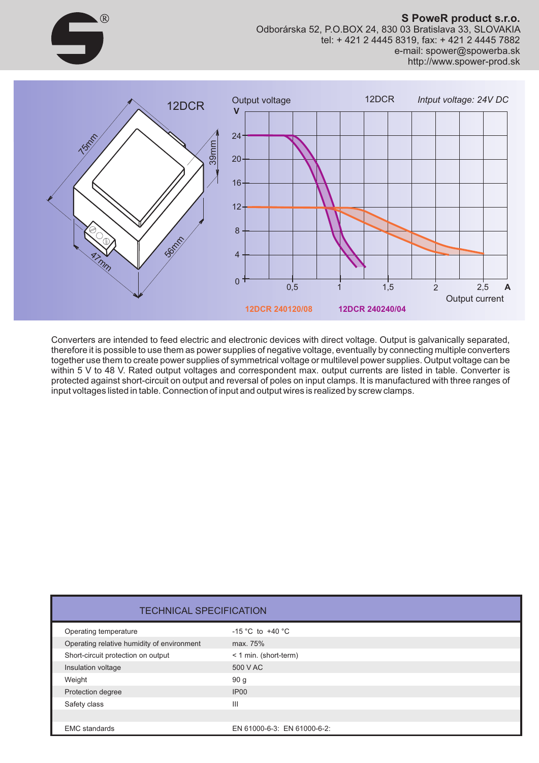S PoweR product s.r.o.
Odborárska 52, P.O.BOX 24, 830 03 Bratislava 33, SLOVAKIA
tel: + 421 2 4445 8319, fax: + 421 2 4445 7882
e-mail: spower@spowerba.sk
http://www.spower-prod.sk

12DCR

75mm
39mm
56mm
47mm

Output voltage
V
12DCR
*Intput voltage: 24V DC*

0
4
8
12
16
20
24

0,5
1
1,5
2
2,5
A
Output current

**12DCR 240120/08**
**12DCR 240240/04**

Converters are intended to feed electric and electronic devices with direct voltage. Output is galvanically separated, therefore it is possible to use them as power supplies of negative voltage, eventually by connecting multiple converters together use them to create power supplies of symmetrical voltage or multilevel power supplies. Output voltage can be within 5 V to 48 V. Rated output voltages and correspondent max. output currents are listed in table. Converter is protected against short-circuit on output and reversal of poles on input clamps. It is manufactured with three ranges of input voltages listed in table. Connection of input and output wires is realized by screw clamps.

| TECHNICAL SPECIFICATION | |
|---|---|
| Operating temperature | -15 °C to +40 °C |
| Operating relative humidity of environment | max. 75% |
| Short-circuit protection on output | < 1 min. (short-term) |
| Insulation voltage | 500 V AC |
| Weight | 90 g |
| Protection degree | IP00 |
| Safety class | III |
| | |
| EMC standards | EN 61000-6-3: EN 61000-6-2: |